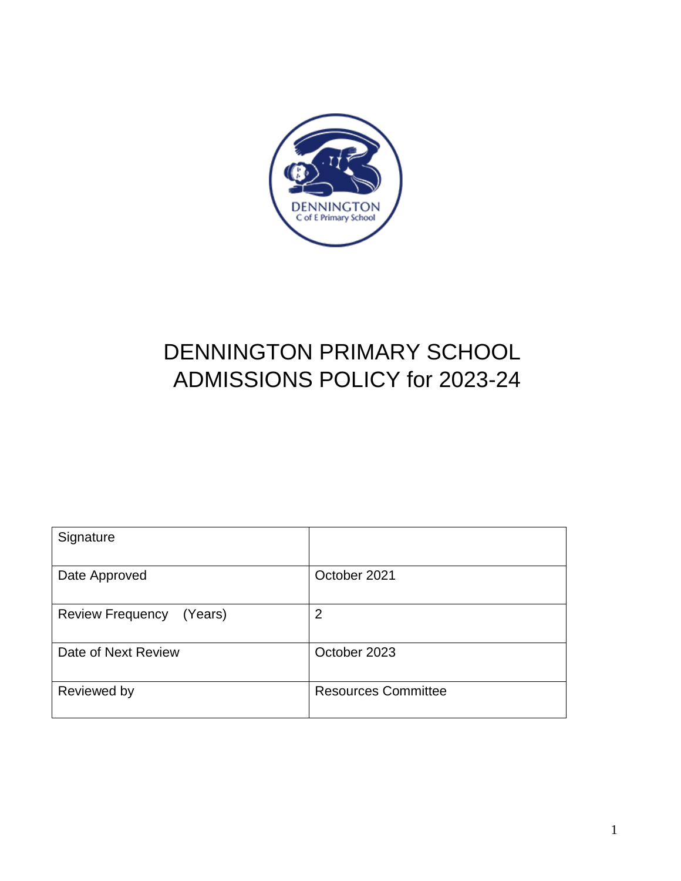# DENNINGTON PRIMARY SCHOOL ADMISSIONS POLICY for 2023-24

| Signature | |
|---|---|
| Date Approved | October 2021 |
| Review Frequency (Years) | 2 |
| Date of Next Review | October 2023 |
| Reviewed by | Resources Committee |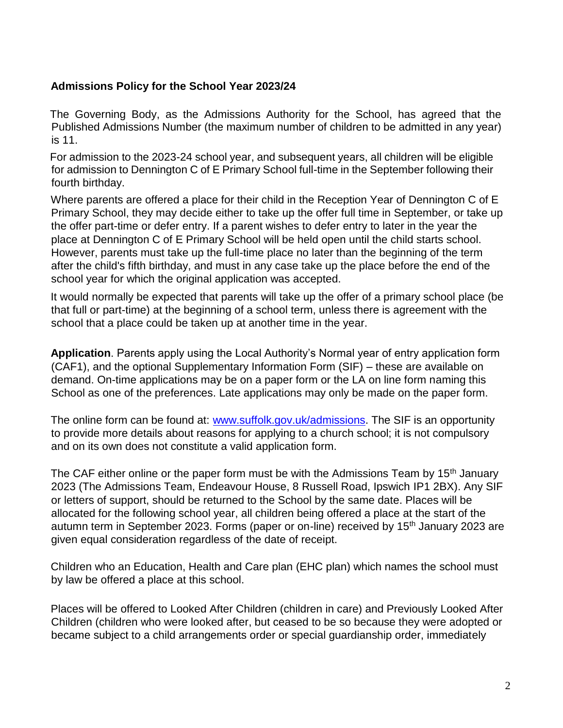**Admissions Policy for the School Year 2023/24**

The Governing Body, as the Admissions Authority for the School, has agreed that the Published Admissions Number (the maximum number of children to be admitted in any year) is 11.

For admission to the 2023-24 school year, and subsequent years, all children will be eligible for admission to Dennington C of E Primary School full-time in the September following their fourth birthday.

Where parents are offered a place for their child in the Reception Year of Dennington C of E Primary School, they may decide either to take up the offer full time in September, or take up the offer part-time or defer entry. If a parent wishes to defer entry to later in the year the place at Dennington C of E Primary School will be held open until the child starts school. However, parents must take up the full-time place no later than the beginning of the term after the child's fifth birthday, and must in any case take up the place before the end of the school year for which the original application was accepted.

It would normally be expected that parents will take up the offer of a primary school place (be that full or part-time) at the beginning of a school term, unless there is agreement with the school that a place could be taken up at another time in the year.

**Application**. Parents apply using the Local Authority's Normal year of entry application form (CAF1), and the optional Supplementary Information Form (SIF) – these are available on demand. On-time applications may be on a paper form or the LA on line form naming this School as one of the preferences. Late applications may only be made on the paper form.

The online form can be found at: [www.suffolk.gov.uk/admissions](http://www.suffolk.gov.uk/admissions). The SIF is an opportunity to provide more details about reasons for applying to a church school; it is not compulsory and on its own does not constitute a valid application form.

The CAF either online or the paper form must be with the Admissions Team by 15th January 2023 (The Admissions Team, Endeavour House, 8 Russell Road, Ipswich IP1 2BX). Any SIF or letters of support, should be returned to the School by the same date. Places will be allocated for the following school year, all children being offered a place at the start of the autumn term in September 2023. Forms (paper or on-line) received by 15th January 2023 are given equal consideration regardless of the date of receipt.

Children who an Education, Health and Care plan (EHC plan) which names the school must by law be offered a place at this school.

Places will be offered to Looked After Children (children in care) and Previously Looked After Children (children who were looked after, but ceased to be so because they were adopted or became subject to a child arrangements order or special guardianship order, immediately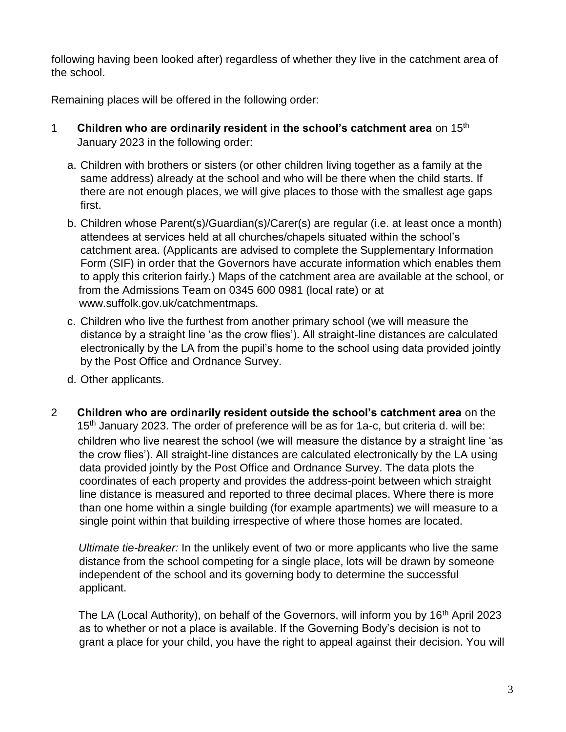following having been looked after) regardless of whether they live in the catchment area of the school.

Remaining places will be offered in the following order:

1 **Children who are ordinarily resident in the school's catchment area** on 15th January 2023 in the following order:

   a. Children with brothers or sisters (or other children living together as a family at the same address) already at the school and who will be there when the child starts. If there are not enough places, we will give places to those with the smallest age gaps first.

   b. Children whose Parent(s)/Guardian(s)/Carer(s) are regular (i.e. at least once a month) attendees at services held at all churches/chapels situated within the school's catchment area. (Applicants are advised to complete the Supplementary Information Form (SIF) in order that the Governors have accurate information which enables them to apply this criterion fairly.) Maps of the catchment area are available at the school, or from the Admissions Team on 0345 600 0981 (local rate) or at www.suffolk.gov.uk/catchmentmaps.

   c. Children who live the furthest from another primary school (we will measure the distance by a straight line 'as the crow flies'). All straight-line distances are calculated electronically by the LA from the pupil's home to the school using data provided jointly by the Post Office and Ordnance Survey.

   d. Other applicants.

2 **Children who are ordinarily resident outside the school's catchment area** on the 15th January 2023. The order of preference will be as for 1a-c, but criteria d. will be: children who live nearest the school (we will measure the distance by a straight line 'as the crow flies'). All straight-line distances are calculated electronically by the LA using data provided jointly by the Post Office and Ordnance Survey. The data plots the coordinates of each property and provides the address-point between which straight line distance is measured and reported to three decimal places. Where there is more than one home within a single building (for example apartments) we will measure to a single point within that building irrespective of where those homes are located.

   *Ultimate tie-breaker:* In the unlikely event of two or more applicants who live the same distance from the school competing for a single place, lots will be drawn by someone independent of the school and its governing body to determine the successful applicant.

   The LA (Local Authority), on behalf of the Governors, will inform you by 16th April 2023 as to whether or not a place is available. If the Governing Body's decision is not to grant a place for your child, you have the right to appeal against their decision. You will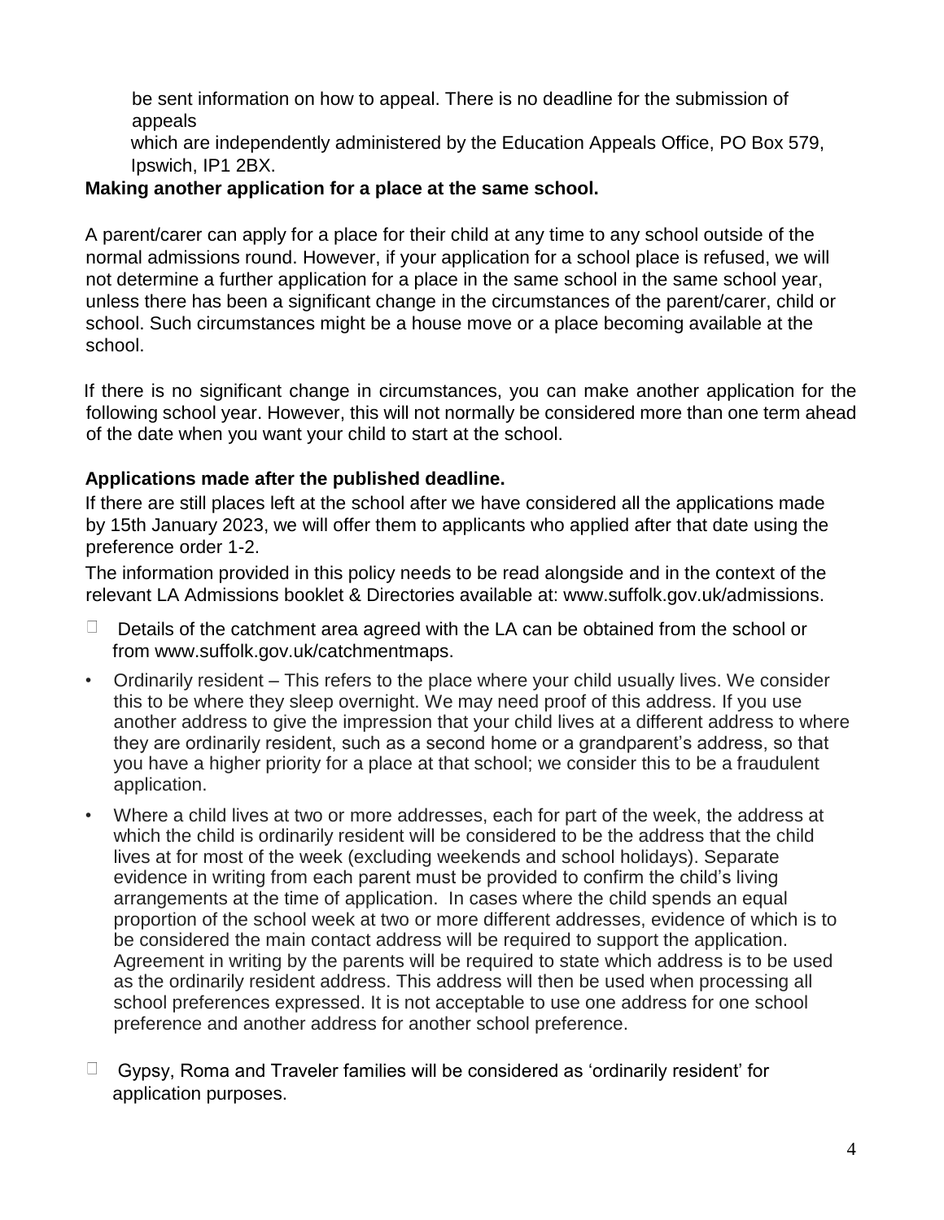be sent information on how to appeal. There is no deadline for the submission of appeals which are independently administered by the Education Appeals Office, PO Box 579, Ipswich, IP1 2BX.

**Making another application for a place at the same school.**

A parent/carer can apply for a place for their child at any time to any school outside of the normal admissions round. However, if your application for a school place is refused, we will not determine a further application for a place in the same school in the same school year, unless there has been a significant change in the circumstances of the parent/carer, child or school. Such circumstances might be a house move or a place becoming available at the school.

If there is no significant change in circumstances, you can make another application for the following school year. However, this will not normally be considered more than one term ahead of the date when you want your child to start at the school.

**Applications made after the published deadline.**

If there are still places left at the school after we have considered all the applications made by 15th January 2023, we will offer them to applicants who applied after that date using the preference order 1-2.

The information provided in this policy needs to be read alongside and in the context of the relevant LA Admissions booklet & Directories available at: www.suffolk.gov.uk/admissions.

- Details of the catchment area agreed with the LA can be obtained from the school or from www.suffolk.gov.uk/catchmentmaps.
- Ordinarily resident – This refers to the place where your child usually lives. We consider this to be where they sleep overnight. We may need proof of this address. If you use another address to give the impression that your child lives at a different address to where they are ordinarily resident, such as a second home or a grandparent's address, so that you have a higher priority for a place at that school; we consider this to be a fraudulent application.
- Where a child lives at two or more addresses, each for part of the week, the address at which the child is ordinarily resident will be considered to be the address that the child lives at for most of the week (excluding weekends and school holidays). Separate evidence in writing from each parent must be provided to confirm the child's living arrangements at the time of application. In cases where the child spends an equal proportion of the school week at two or more different addresses, evidence of which is to be considered the main contact address will be required to support the application. Agreement in writing by the parents will be required to state which address is to be used as the ordinarily resident address. This address will then be used when processing all school preferences expressed. It is not acceptable to use one address for one school preference and another address for another school preference.
- Gypsy, Roma and Traveler families will be considered as 'ordinarily resident' for application purposes.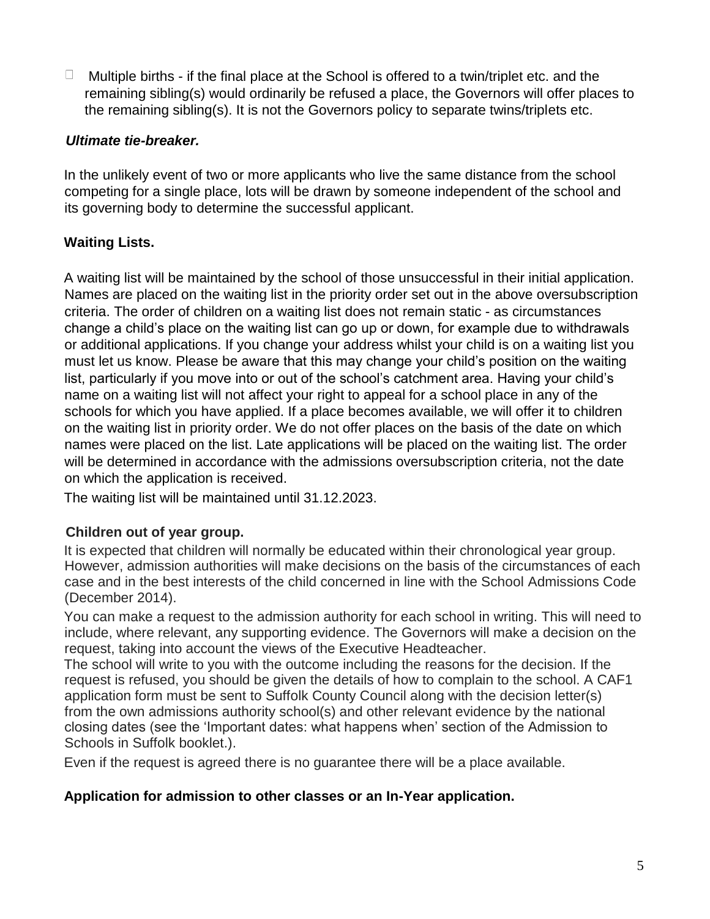- Multiple births - if the final place at the School is offered to a twin/triplet etc. and the remaining sibling(s) would ordinarily be refused a place, the Governors will offer places to the remaining sibling(s). It is not the Governors policy to separate twins/triplets etc.

***Ultimate tie-breaker.***

In the unlikely event of two or more applicants who live the same distance from the school competing for a single place, lots will be drawn by someone independent of the school and its governing body to determine the successful applicant.

**Waiting Lists.**

A waiting list will be maintained by the school of those unsuccessful in their initial application. Names are placed on the waiting list in the priority order set out in the above oversubscription criteria. The order of children on a waiting list does not remain static - as circumstances change a child's place on the waiting list can go up or down, for example due to withdrawals or additional applications. If you change your address whilst your child is on a waiting list you must let us know. Please be aware that this may change your child's position on the waiting list, particularly if you move into or out of the school's catchment area. Having your child's name on a waiting list will not affect your right to appeal for a school place in any of the schools for which you have applied. If a place becomes available, we will offer it to children on the waiting list in priority order. We do not offer places on the basis of the date on which names were placed on the list. Late applications will be placed on the waiting list. The order will be determined in accordance with the admissions oversubscription criteria, not the date on which the application is received.

The waiting list will be maintained until 31.12.2023.

**Children out of year group.**

It is expected that children will normally be educated within their chronological year group. However, admission authorities will make decisions on the basis of the circumstances of each case and in the best interests of the child concerned in line with the School Admissions Code (December 2014).

You can make a request to the admission authority for each school in writing. This will need to include, where relevant, any supporting evidence. The Governors will make a decision on the request, taking into account the views of the Executive Headteacher.

The school will write to you with the outcome including the reasons for the decision. If the request is refused, you should be given the details of how to complain to the school. A CAF1 application form must be sent to Suffolk County Council along with the decision letter(s) from the own admissions authority school(s) and other relevant evidence by the national closing dates (see the 'Important dates: what happens when' section of the Admission to Schools in Suffolk booklet.).

Even if the request is agreed there is no guarantee there will be a place available.

**Application for admission to other classes or an In-Year application.**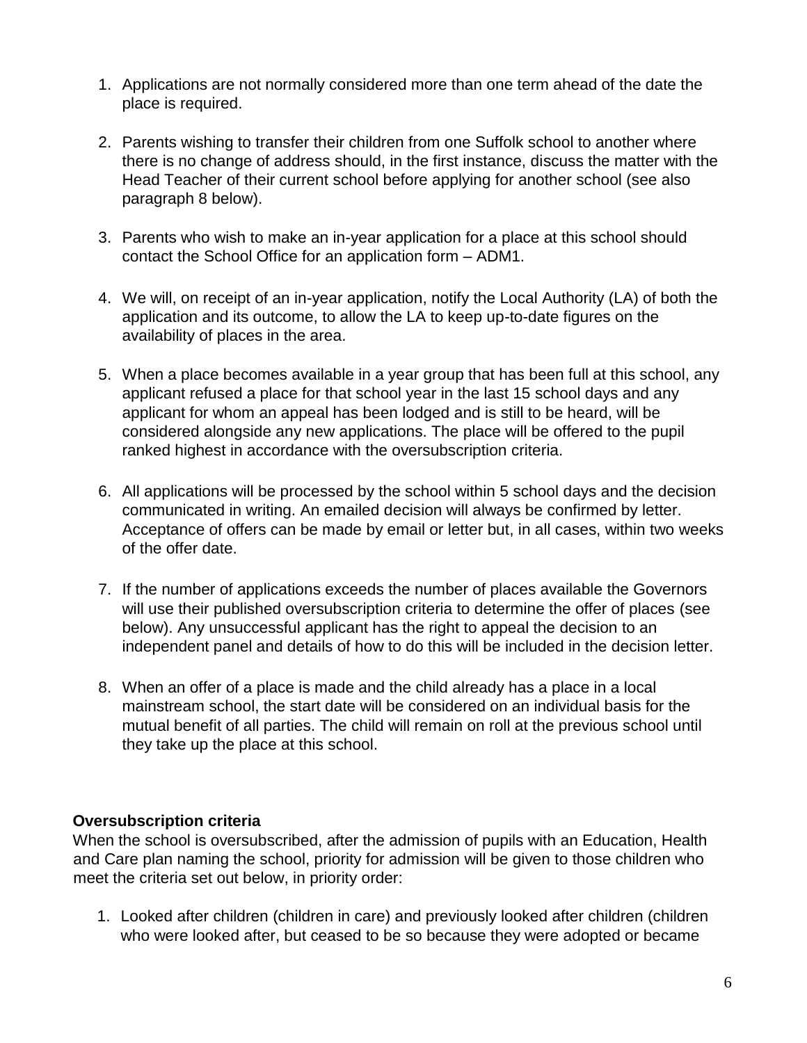1. Applications are not normally considered more than one term ahead of the date the place is required.

2. Parents wishing to transfer their children from one Suffolk school to another where there is no change of address should, in the first instance, discuss the matter with the Head Teacher of their current school before applying for another school (see also paragraph 8 below).

3. Parents who wish to make an in-year application for a place at this school should contact the School Office for an application form – ADM1.

4. We will, on receipt of an in-year application, notify the Local Authority (LA) of both the application and its outcome, to allow the LA to keep up-to-date figures on the availability of places in the area.

5. When a place becomes available in a year group that has been full at this school, any applicant refused a place for that school year in the last 15 school days and any applicant for whom an appeal has been lodged and is still to be heard, will be considered alongside any new applications. The place will be offered to the pupil ranked highest in accordance with the oversubscription criteria.

6. All applications will be processed by the school within 5 school days and the decision communicated in writing. An emailed decision will always be confirmed by letter. Acceptance of offers can be made by email or letter but, in all cases, within two weeks of the offer date.

7. If the number of applications exceeds the number of places available the Governors will use their published oversubscription criteria to determine the offer of places (see below). Any unsuccessful applicant has the right to appeal the decision to an independent panel and details of how to do this will be included in the decision letter.

8. When an offer of a place is made and the child already has a place in a local mainstream school, the start date will be considered on an individual basis for the mutual benefit of all parties. The child will remain on roll at the previous school until they take up the place at this school.

**Oversubscription criteria**

When the school is oversubscribed, after the admission of pupils with an Education, Health and Care plan naming the school, priority for admission will be given to those children who meet the criteria set out below, in priority order:

1. Looked after children (children in care) and previously looked after children (children who were looked after, but ceased to be so because they were adopted or became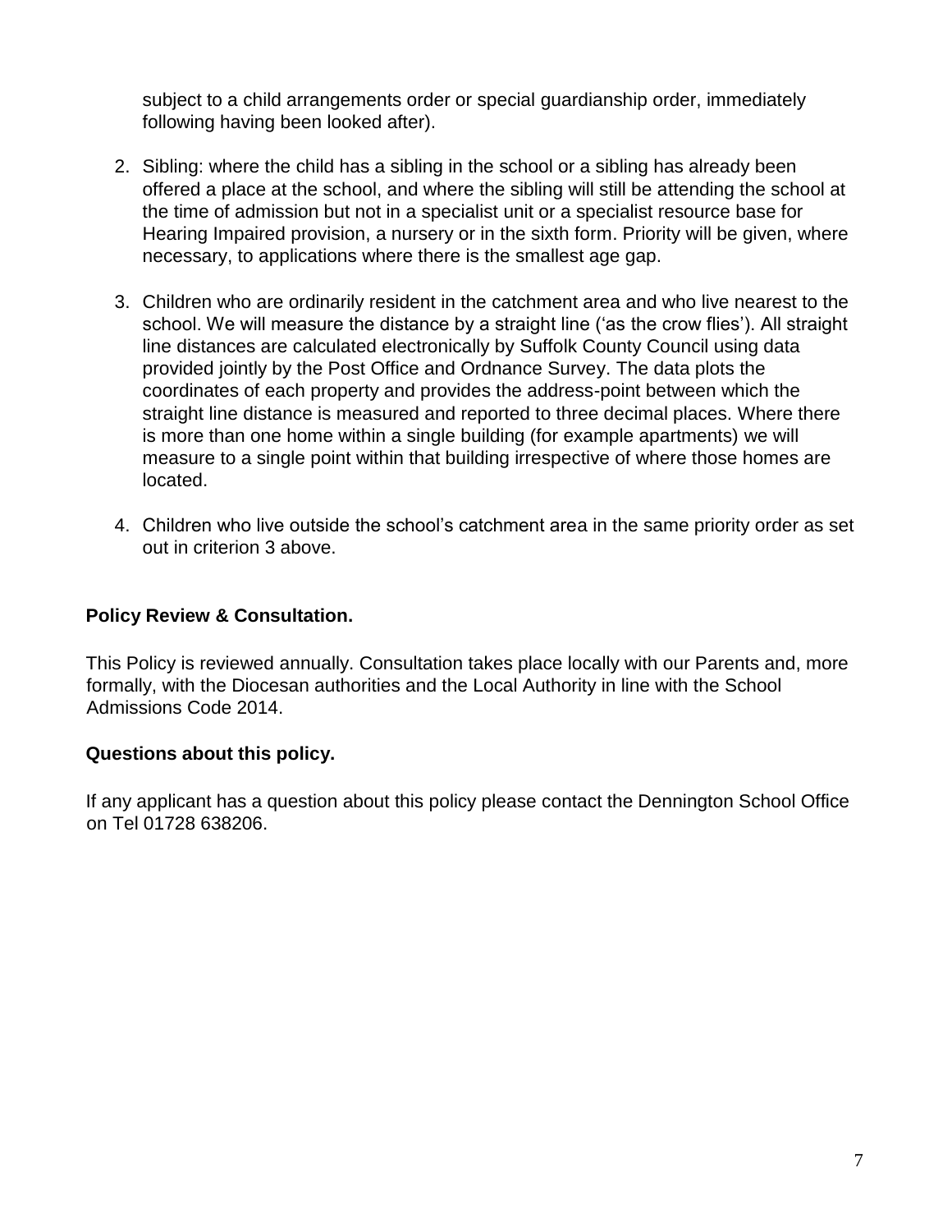subject to a child arrangements order or special guardianship order, immediately following having been looked after).

2. Sibling: where the child has a sibling in the school or a sibling has already been offered a place at the school, and where the sibling will still be attending the school at the time of admission but not in a specialist unit or a specialist resource base for Hearing Impaired provision, a nursery or in the sixth form. Priority will be given, where necessary, to applications where there is the smallest age gap.

3. Children who are ordinarily resident in the catchment area and who live nearest to the school. We will measure the distance by a straight line ('as the crow flies'). All straight line distances are calculated electronically by Suffolk County Council using data provided jointly by the Post Office and Ordnance Survey. The data plots the coordinates of each property and provides the address-point between which the straight line distance is measured and reported to three decimal places. Where there is more than one home within a single building (for example apartments) we will measure to a single point within that building irrespective of where those homes are located.

4. Children who live outside the school's catchment area in the same priority order as set out in criterion 3 above.

**Policy Review & Consultation.**

This Policy is reviewed annually. Consultation takes place locally with our Parents and, more formally, with the Diocesan authorities and the Local Authority in line with the School Admissions Code 2014.

**Questions about this policy.**

If any applicant has a question about this policy please contact the Dennington School Office on Tel 01728 638206.